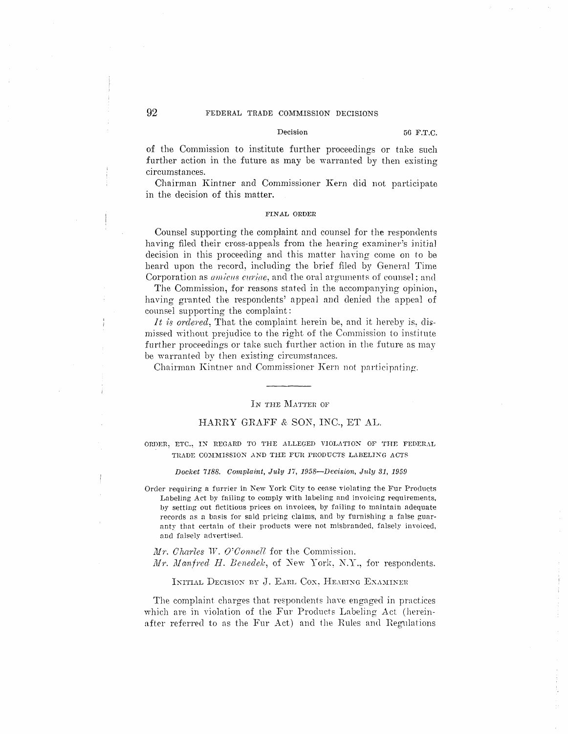of the Commission to institute further proceedings or take such further action in the future as may be warranted by then existing circumstances.

Chairman Kintner and Commissioner Kern did not participate in the decision of this matter.

FINAL ORDER

Counsel supporting the complaint and counsel for the respondents having filed their cross-appeals from the hearing examiner's initial decision in this proceeding and this matter having come on to be heard upon the record, including the brief filed by General Time Corporation as *amicus curiae*, and the oral arguments of counsel; and

The Commission, for reasons stated in the accompanying opinion, having granted the respondents' appeal and denied the appeal of counsel supporting the complaint:

*It is ordered*, That the complaint herein be, and it hereby is, dismissed without prejudice to the right of the Commission to institute further proceedings or take such further action in the future as may be warranted by then existing circumstances.

Chairman Kintner and Commissioner Kern not participating.

---

IN THE MATTER OF

## HARRY GRAFF & SON, INC., ET AL.

ORDER, ETC., IN REGARD TO THE ALLEGED VIOLATION OF THE FEDERAL TRADE COMMISSION AND THE FUR PRODUCTS LABELING ACTS

*Docket 7188. Complaint, July 17, 1958—Decision, July 31, 1959*

Order requiring a furrier in New York City to cease violating the Fur Products Labeling Act by failing to comply with labeling and invoicing requirements, by setting out fictitious prices on invoices, by failing to maintain adequate records as a basis for said pricing claims, and by furnishing a false guaranty that certain of their products were not misbranded, falsely invoiced, and falsely advertised.

*Mr. Charles W. O'Connell* for the Commission.
*Mr. Manfred H. Benedek*, of New York, N.Y., for respondents.

INITIAL DECISION BY J. EARL COX, HEARING EXAMINER

The complaint charges that respondents have engaged in practices which are in violation of the Fur Products Labeling Act (hereinafter referred to as the Fur Act) and the Rules and Regulations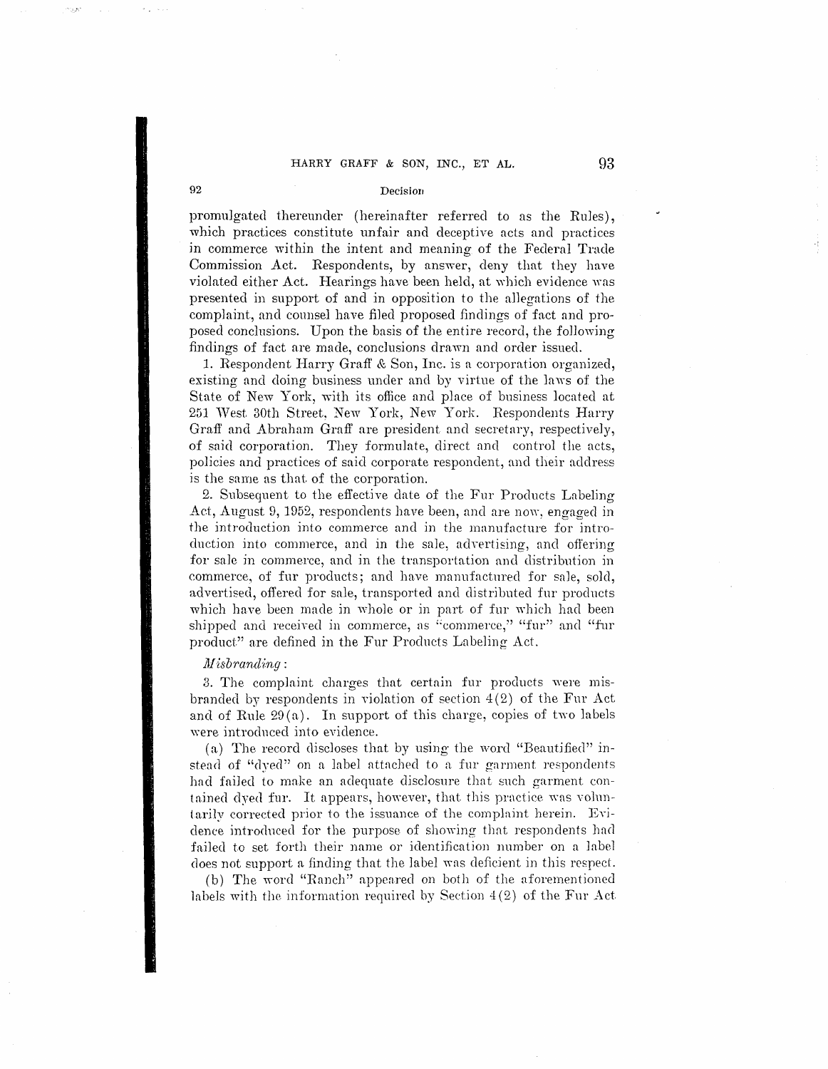promulgated thereunder (hereinafter referred to as the Rules), which practices constitute unfair and deceptive acts and practices in commerce within the intent and meaning of the Federal Trade Commission Act. Respondents, by answer, deny that they have violated either Act. Hearings have been held, at which evidence was presented in support of and in opposition to the allegations of the complaint, and counsel have filed proposed findings of fact and proposed conclusions. Upon the basis of the entire record, the following findings of fact are made, conclusions drawn and order issued.

1. Respondent Harry Graff & Son, Inc. is a corporation organized, existing and doing business under and by virtue of the laws of the State of New York, with its office and place of business located at 251 West 30th Street, New York, New York. Respondents Harry Graff and Abraham Graff are president and secretary, respectively, of said corporation. They formulate, direct and control the acts, policies and practices of said corporate respondent, and their address is the same as that of the corporation.

2. Subsequent to the effective date of the Fur Products Labeling Act, August 9, 1952, respondents have been, and are now, engaged in the introduction into commerce and in the manufacture for introduction into commerce, and in the sale, advertising, and offering for sale in commerce, and in the transportation and distribution in commerce, of fur products; and have manufactured for sale, sold, advertised, offered for sale, transported and distributed fur products which have been made in whole or in part of fur which had been shipped and received in commerce, as "commerce," "fur" and "fur product" are defined in the Fur Products Labeling Act.

*Misbranding*:

3. The complaint charges that certain fur products were misbranded by respondents in violation of section 4(2) of the Fur Act and of Rule 29(a). In support of this charge, copies of two labels were introduced into evidence.

(a) The record discloses that by using the word "Beautified" instead of "dyed" on a label attached to a fur garment respondents had failed to make an adequate disclosure that such garment contained dyed fur. It appears, however, that this practice was voluntarily corrected prior to the issuance of the complaint herein. Evidence introduced for the purpose of showing that respondents had failed to set forth their name or identification number on a label does not support a finding that the label was deficient in this respect.

(b) The word "Ranch" appeared on both of the aforementioned labels with the information required by Section 4(2) of the Fur Act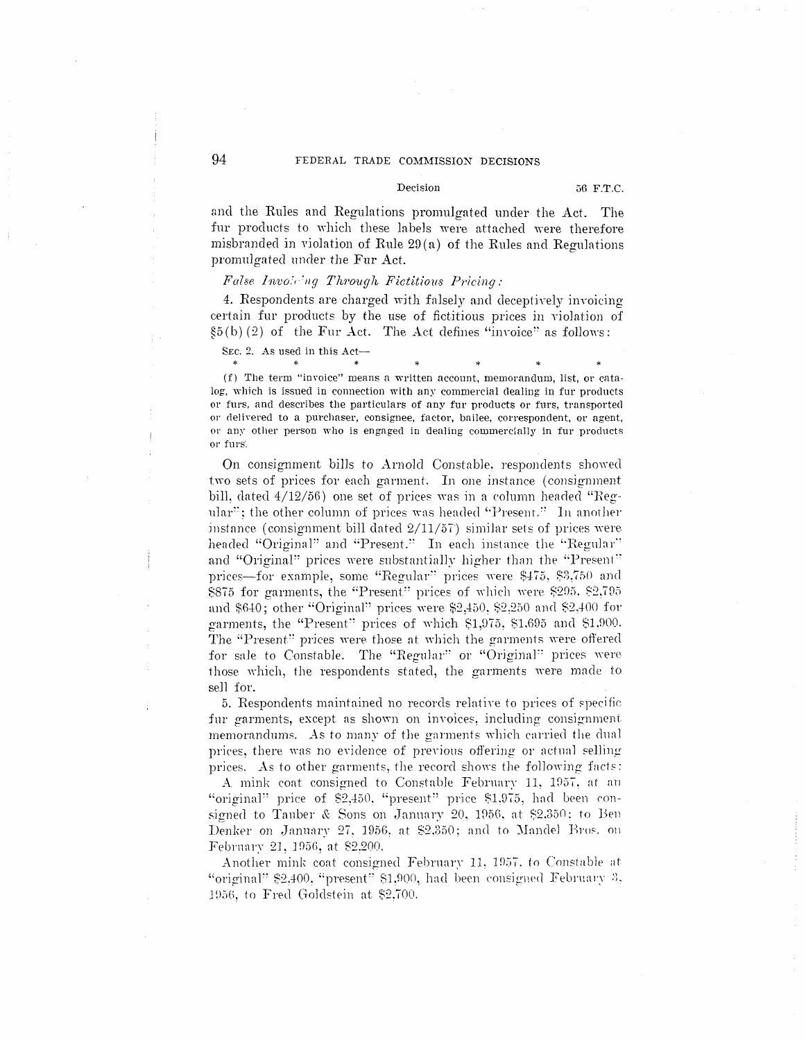and the Rules and Regulations promulgated under the Act. The fur products to which these labels were attached were therefore misbranded in violation of Rule 29(a) of the Rules and Regulations promulgated under the Fur Act.

*False Invoicing Through Fictitious Pricing:*

4. Respondents are charged with falsely and deceptively invoicing certain fur products by the use of fictitious prices in violation of §5(b)(2) of the Fur Act. The Act defines "invoice" as follows:

> SEC. 2. As used in this Act—
>
> \*　　\*　　\*　　\*　　\*　　\*　　\*
>
> (f) The term "invoice" means a written account, memorandum, list, or catalog, which is issued in connection with any commercial dealing in fur products or furs, and describes the particulars of any fur products or furs, transported or delivered to a purchaser, consignee, factor, bailee, correspondent, or agent, or any other person who is engaged in dealing commercially in fur products or furs.

On consignment bills to Arnold Constable, respondents showed two sets of prices for each garment. In one instance (consignment bill, dated 4/12/56) one set of prices was in a column headed "Regular"; the other column of prices was headed "Present." In another instance (consignment bill dated 2/11/57) similar sets of prices were headed "Original" and "Present." In each instance the "Regular" and "Original" prices were substantially higher than the "Present" prices—for example, some "Regular" prices were $475, $3,750 and $875 for garments, the "Present" prices of which were $295, $2,795 and $640; other "Original" prices were $2,450, $2,250 and $2,400 for garments, the "Present" prices of which $1,975, $1,695 and $1,900. The "Present" prices were those at which the garments were offered for sale to Constable. The "Regular" or "Original" prices were those which, the respondents stated, the garments were made to sell for.

5. Respondents maintained no records relative to prices of specific fur garments, except as shown on invoices, including consignment memorandums. As to many of the garments which carried the dual prices, there was no evidence of previous offering or actual selling prices. As to other garments, the record shows the following facts:

A mink coat consigned to Constable February 11, 1957, at an "original" price of $2,450, "present" price $1,975, had been consigned to Tauber & Sons on January 20, 1956, at $2,350; to Ben Denker on January 27, 1956, at $2,350; and to Mandel Bros. on February 21, 1956, at $2,200.

Another mink coat consigned February 11, 1957, to Constable at "original" $2,400, "present" $1,900, had been consigned February 3, 1956, to Fred Goldstein at $2,700.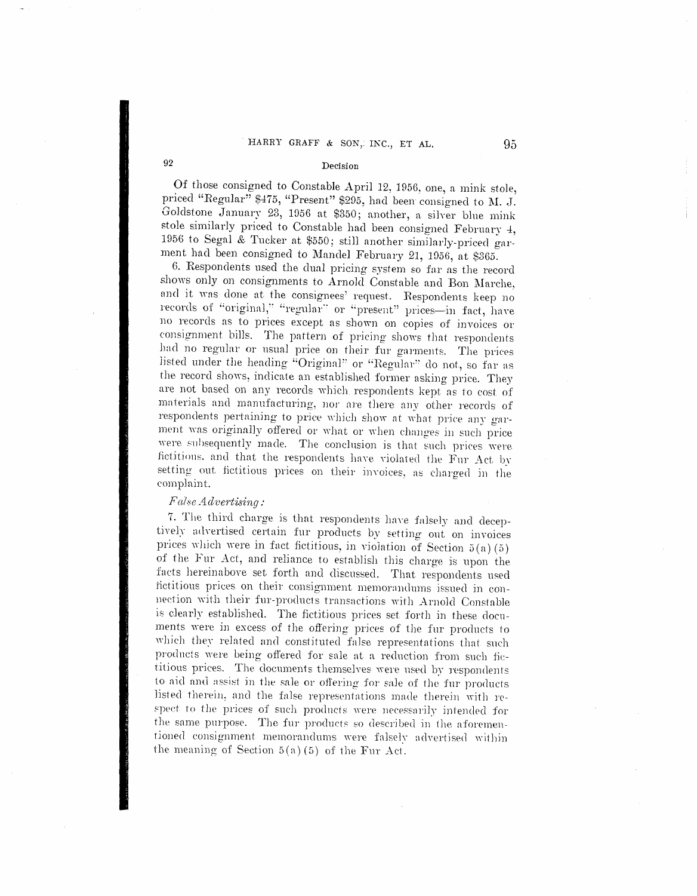Of those consigned to Constable April 12, 1956, one, a mink stole, priced "Regular" $475, "Present" $295, had been consigned to M. J. Goldstone January 23, 1956 at $350; another, a silver blue mink stole similarly priced to Constable had been consigned February 4, 1956 to Segal & Tucker at $550; still another similarly-priced garment had been consigned to Mandel February 21, 1956, at $365.

6. Respondents used the dual pricing system so far as the record shows only on consignments to Arnold Constable and Bon Marche, and it was done at the consignees' request. Respondents keep no records of "original," "regular" or "present" prices—in fact, have no records as to prices except as shown on copies of invoices or consignment bills. The pattern of pricing shows that respondents had no regular or usual price on their fur garments. The prices listed under the heading "Original" or "Regular" do not, so far as the record shows, indicate an established former asking price. They are not based on any records which respondents kept as to cost of materials and manufacturing, nor are there any other records of respondents pertaining to price which show at what price any garment was originally offered or what or when changes in such price were subsequently made. The conclusion is that such prices were fictitious, and that the respondents have violated the Fur Act by setting out fictitious prices on their invoices, as charged in the complaint.

*False Advertising:*

7. The third charge is that respondents have falsely and deceptively advertised certain fur products by setting out on invoices prices which were in fact fictitious, in violation of Section 5(a)(5) of the Fur Act, and reliance to establish this charge is upon the facts hereinabove set forth and discussed. That respondents used fictitious prices on their consignment memorandums issued in connection with their fur-products transactions with Arnold Constable is clearly established. The fictitious prices set forth in these documents were in excess of the offering prices of the fur products to which they related and constituted false representations that such products were being offered for sale at a reduction from such fictitious prices. The documents themselves were used by respondents to aid and assist in the sale or offering for sale of the fur products listed therein, and the false representations made therein with respect to the prices of such products were necessarily intended for the same purpose. The fur products so described in the aforementioned consignment memorandums were falsely advertised within the meaning of Section 5(a)(5) of the Fur Act.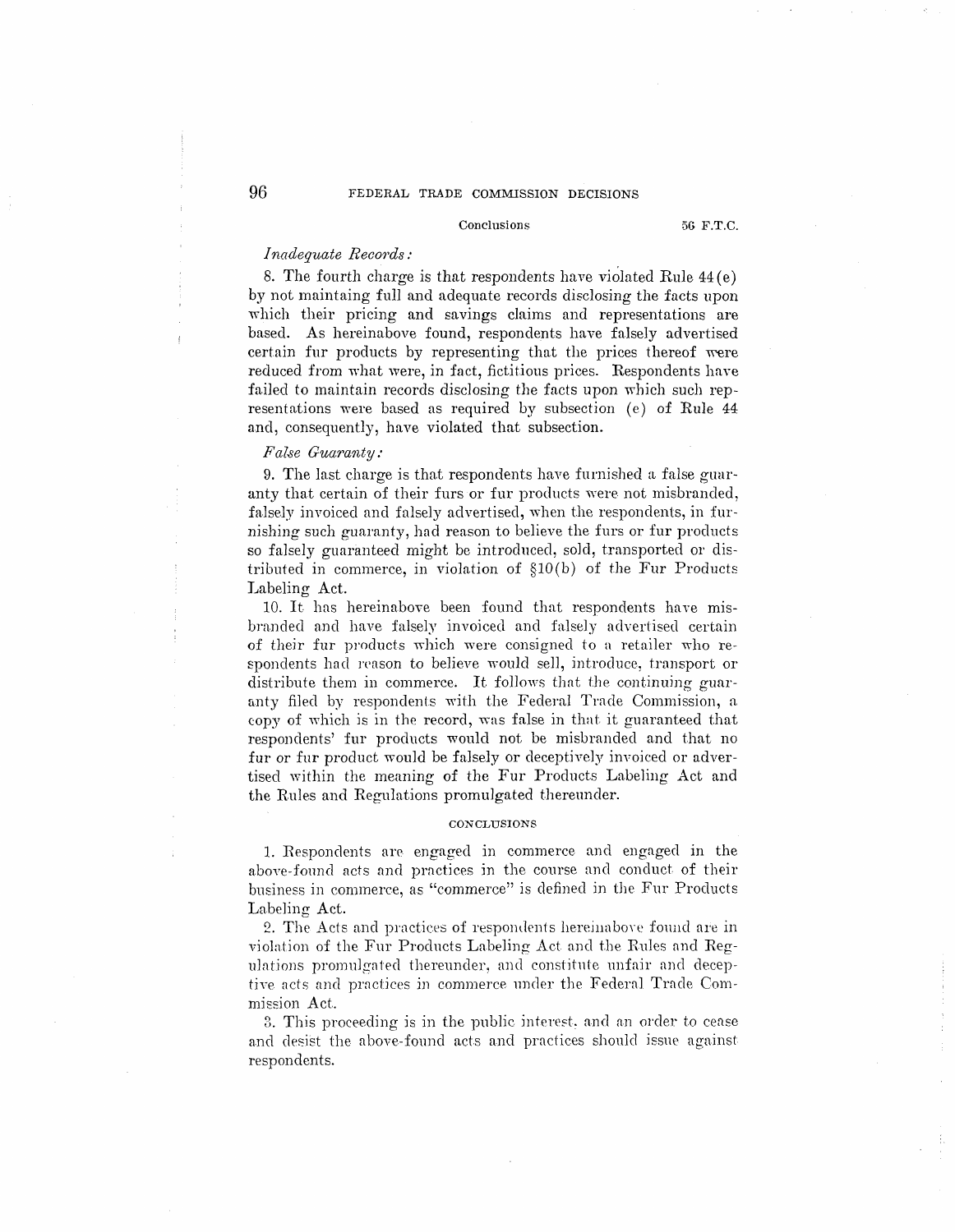*Inadequate Records:*

8. The fourth charge is that respondents have violated Rule 44(e) by not maintaing full and adequate records disclosing the facts upon which their pricing and savings claims and representations are based. As hereinabove found, respondents have falsely advertised certain fur products by representing that the prices thereof were reduced from what were, in fact, fictitious prices. Respondents have failed to maintain records disclosing the facts upon which such representations were based as required by subsection (e) of Rule 44 and, consequently, have violated that subsection.

*False Guaranty:*

9. The last charge is that respondents have furnished a false guaranty that certain of their furs or fur products were not misbranded, falsely invoiced and falsely advertised, when the respondents, in furnishing such guaranty, had reason to believe the furs or fur products so falsely guaranteed might be introduced, sold, transported or distributed in commerce, in violation of §10(b) of the Fur Products Labeling Act.

10. It has hereinabove been found that respondents have misbranded and have falsely invoiced and falsely advertised certain of their fur products which were consigned to a retailer who respondents had reason to believe would sell, introduce, transport or distribute them in commerce. It follows that the continuing guaranty filed by respondents with the Federal Trade Commission, a copy of which is in the record, was false in that it guaranteed that respondents' fur products would not be misbranded and that no fur or fur product would be falsely or deceptively invoiced or advertised within the meaning of the Fur Products Labeling Act and the Rules and Regulations promulgated thereunder.

## CONCLUSIONS

1. Respondents are engaged in commerce and engaged in the above-found acts and practices in the course and conduct of their business in commerce, as "commerce" is defined in the Fur Products Labeling Act.

2. The Acts and practices of respondents hereinabove found are in violation of the Fur Products Labeling Act and the Rules and Regulations promulgated thereunder, and constitute unfair and deceptive acts and practices in commerce under the Federal Trade Commission Act.

3. This proceeding is in the public interest, and an order to cease and desist the above-found acts and practices should issue against respondents.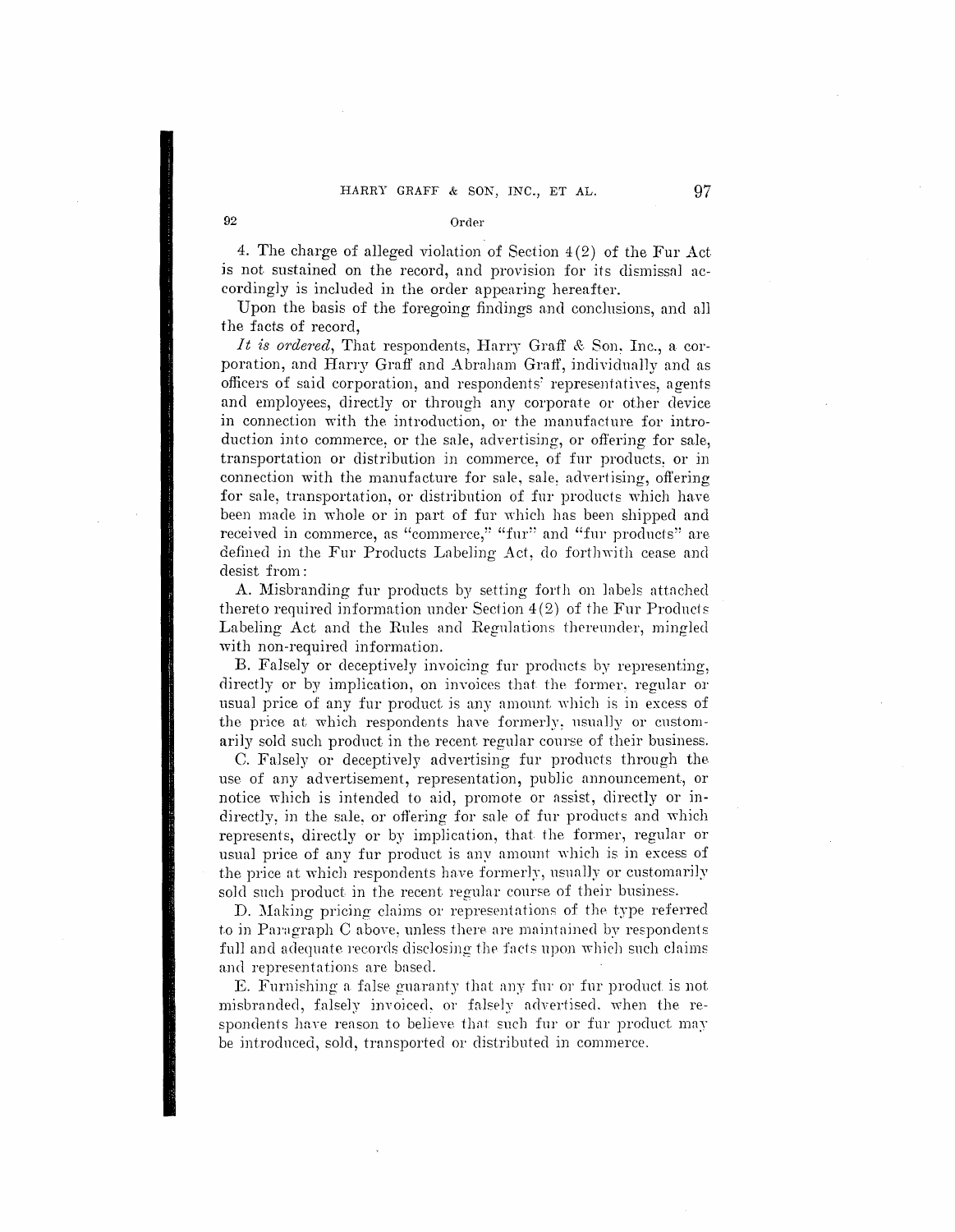4. The charge of alleged violation of Section 4(2) of the Fur Act is not sustained on the record, and provision for its dismissal accordingly is included in the order appearing hereafter.

Upon the basis of the foregoing findings and conclusions, and all the facts of record,

*It is ordered*, That respondents, Harry Graff & Son, Inc., a corporation, and Harry Graff and Abraham Graff, individually and as officers of said corporation, and respondents' representatives, agents and employees, directly or through any corporate or other device in connection with the introduction, or the manufacture for introduction into commerce, or the sale, advertising, or offering for sale, transportation or distribution in commerce, of fur products, or in connection with the manufacture for sale, sale, advertising, offering for sale, transportation, or distribution of fur products which have been made in whole or in part of fur which has been shipped and received in commerce, as "commerce," "fur" and "fur products" are defined in the Fur Products Labeling Act, do forthwith cease and desist from:

A. Misbranding fur products by setting forth on labels attached thereto required information under Section 4(2) of the Fur Products Labeling Act and the Rules and Regulations thereunder, mingled with non-required information.

B. Falsely or deceptively invoicing fur products by representing, directly or by implication, on invoices that the former, regular or usual price of any fur product is any amount which is in excess of the price at which respondents have formerly, usually or customarily sold such product in the recent regular course of their business.

C. Falsely or deceptively advertising fur products through the use of any advertisement, representation, public announcement, or notice which is intended to aid, promote or assist, directly or indirectly, in the sale, or offering for sale of fur products and which represents, directly or by implication, that the former, regular or usual price of any fur product is any amount which is in excess of the price at which respondents have formerly, usually or customarily sold such product in the recent regular course of their business.

D. Making pricing claims or representations of the type referred to in Paragraph C above, unless there are maintained by respondents full and adequate records disclosing the facts upon which such claims and representations are based.

E. Furnishing a false guaranty that any fur or fur product is not misbranded, falsely invoiced, or falsely advertised, when the respondents have reason to believe that such fur or fur product may be introduced, sold, transported or distributed in commerce.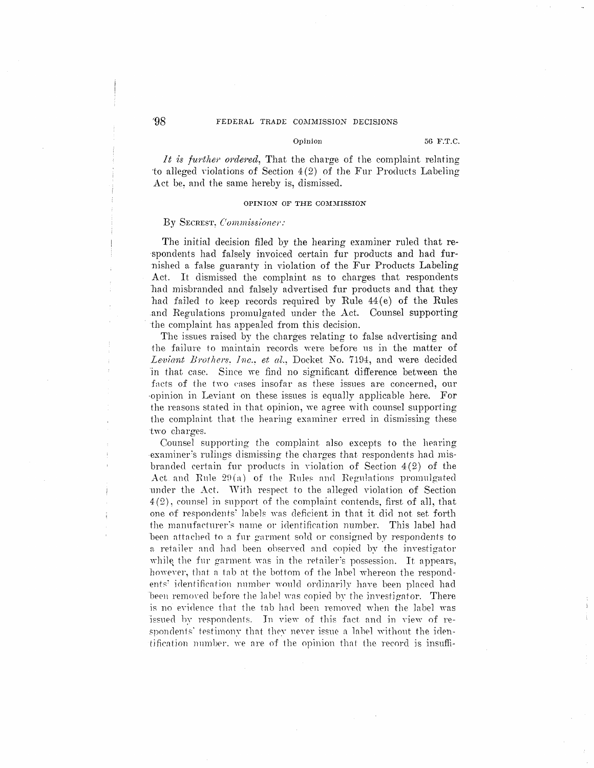*It is further ordered*, That the charge of the complaint relating to alleged violations of Section 4(2) of the Fur Products Labeling Act be, and the same hereby is, dismissed.

## OPINION OF THE COMMISSION

By SECREST, *Commissioner:*

The initial decision filed by the hearing examiner ruled that respondents had falsely invoiced certain fur products and had furnished a false guaranty in violation of the Fur Products Labeling Act. It dismissed the complaint as to charges that respondents had misbranded and falsely advertised fur products and that they had failed to keep records required by Rule 44(e) of the Rules and Regulations promulgated under the Act. Counsel supporting the complaint has appealed from this decision.

The issues raised by the charges relating to false advertising and the failure to maintain records were before us in the matter of *Leviant Brothers, Inc., et al.*, Docket No. 7194, and were decided in that case. Since we find no significant difference between the facts of the two cases insofar as these issues are concerned, our opinion in Leviant on these issues is equally applicable here. For the reasons stated in that opinion, we agree with counsel supporting the complaint that the hearing examiner erred in dismissing these two charges.

Counsel supporting the complaint also excepts to the hearing examiner's rulings dismissing the charges that respondents had misbranded certain fur products in violation of Section 4(2) of the Act and Rule 29(a) of the Rules and Regulations promulgated under the Act. With respect to the alleged violation of Section 4(2), counsel in support of the complaint contends, first of all, that one of respondents' labels was deficient in that it did not set forth the manufacturer's name or identification number. This label had been attached to a fur garment sold or consigned by respondents to a retailer and had been observed and copied by the investigator while the fur garment was in the retailer's possession. It appears, however, that a tab at the bottom of the label whereon the respondents' identification number would ordinarily have been placed had been removed before the label was copied by the investigator. There is no evidence that the tab had been removed when the label was issued by respondents. In view of this fact and in view of respondents' testimony that they never issue a label without the identification number, we are of the opinion that the record is insuffi-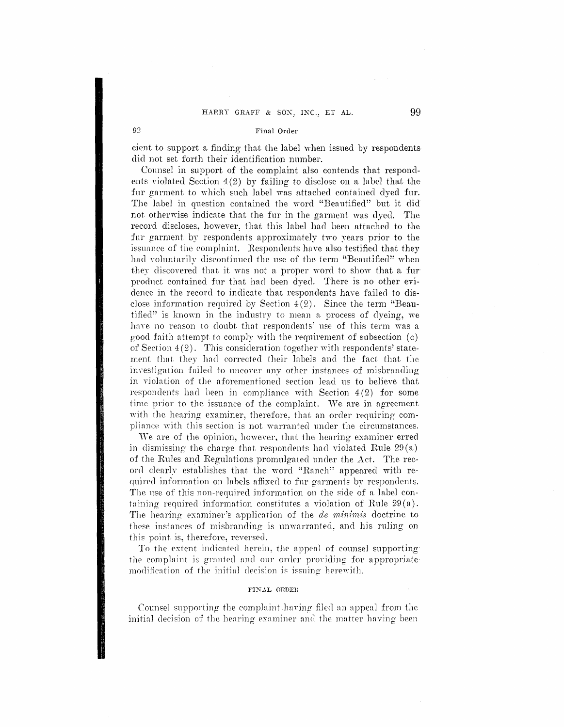cient to support a finding that the label when issued by respondents did not set forth their identification number.

Counsel in support of the complaint also contends that respondents violated Section 4(2) by failing to disclose on a label that the fur garment to which such label was attached contained dyed fur. The label in question contained the word "Beautified" but it did not otherwise indicate that the fur in the garment was dyed. The record discloses, however, that this label had been attached to the fur garment by respondents approximately two years prior to the issuance of the complaint. Respondents have also testified that they had voluntarily discontinued the use of the term "Beautified" when they discovered that it was not a proper word to show that a fur product contained fur that had been dyed. There is no other evidence in the record to indicate that respondents have failed to disclose information required by Section 4(2). Since the term "Beautified" is known in the industry to mean a process of dyeing, we have no reason to doubt that respondents' use of this term was a good faith attempt to comply with the requirement of subsection (c) of Section 4(2). This consideration together with respondents' statement that they had corrected their labels and the fact that the investigation failed to uncover any other instances of misbranding in violation of the aforementioned section lead us to believe that respondents had been in compliance with Section 4(2) for some time prior to the issuance of the complaint. We are in agreement with the hearing examiner, therefore, that an order requiring compliance with this section is not warranted under the circumstances.

We are of the opinion, however, that the hearing examiner erred in dismissing the charge that respondents had violated Rule 29(a) of the Rules and Regulations promulgated under the Act. The record clearly establishes that the word "Ranch" appeared with required information on labels affixed to fur garments by respondents. The use of this non-required information on the side of a label containing required information constitutes a violation of Rule 29(a). The hearing examiner's application of the *de minimis* doctrine to these instances of misbranding is unwarranted, and his ruling on this point is, therefore, reversed.

To the extent indicated herein, the appeal of counsel supporting the complaint is granted and our order providing for appropriate modification of the initial decision is issuing herewith.

## FINAL ORDER

Counsel supporting the complaint having filed an appeal from the initial decision of the hearing examiner and the matter having been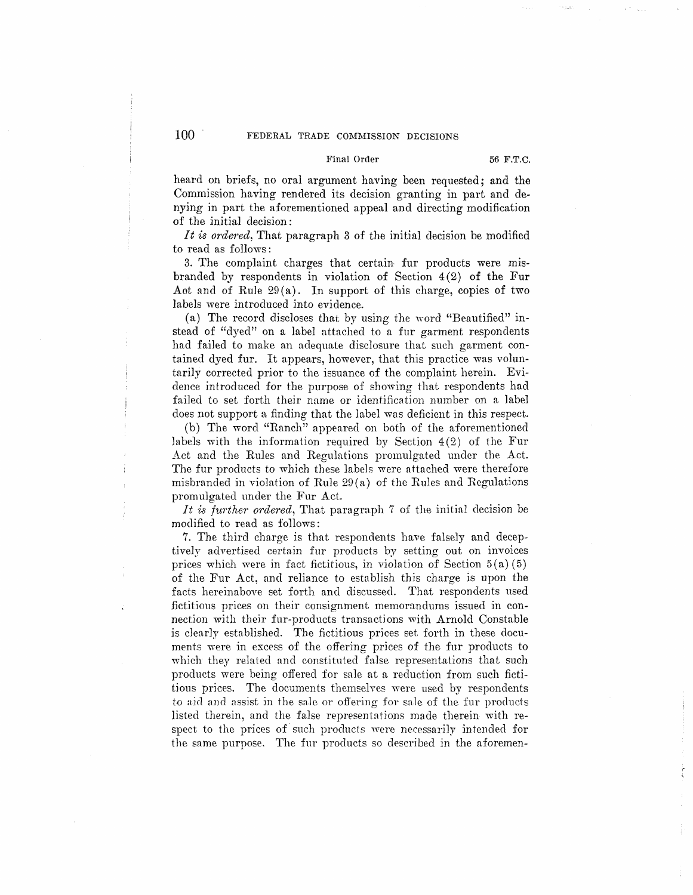heard on briefs, no oral argument having been requested; and the Commission having rendered its decision granting in part and denying in part the aforementioned appeal and directing modification of the initial decision:

*It is ordered*, That paragraph 3 of the initial decision be modified to read as follows:

3. The complaint charges that certain fur products were misbranded by respondents in violation of Section 4(2) of the Fur Act and of Rule 29(a). In support of this charge, copies of two labels were introduced into evidence.

(a) The record discloses that by using the word "Beautified" instead of "dyed" on a label attached to a fur garment respondents had failed to make an adequate disclosure that such garment contained dyed fur. It appears, however, that this practice was voluntarily corrected prior to the issuance of the complaint herein. Evidence introduced for the purpose of showing that respondents had failed to set forth their name or identification number on a label does not support a finding that the label was deficient in this respect.

(b) The word "Ranch" appeared on both of the aforementioned labels with the information required by Section 4(2) of the Fur Act and the Rules and Regulations promulgated under the Act. The fur products to which these labels were attached were therefore misbranded in violation of Rule 29(a) of the Rules and Regulations promulgated under the Fur Act.

*It is further ordered*, That paragraph 7 of the initial decision be modified to read as follows:

7. The third charge is that respondents have falsely and deceptively advertised certain fur products by setting out on invoices prices which were in fact fictitious, in violation of Section 5(a)(5) of the Fur Act, and reliance to establish this charge is upon the facts hereinabove set forth and discussed. That respondents used fictitious prices on their consignment memorandums issued in connection with their fur-products transactions with Arnold Constable is clearly established. The fictitious prices set forth in these documents were in excess of the offering prices of the fur products to which they related and constituted false representations that such products were being offered for sale at a reduction from such fictitious prices. The documents themselves were used by respondents to aid and assist in the sale or offering for sale of the fur products listed therein, and the false representations made therein with respect to the prices of such products were necessarily intended for the same purpose. The fur products so described in the aforemen-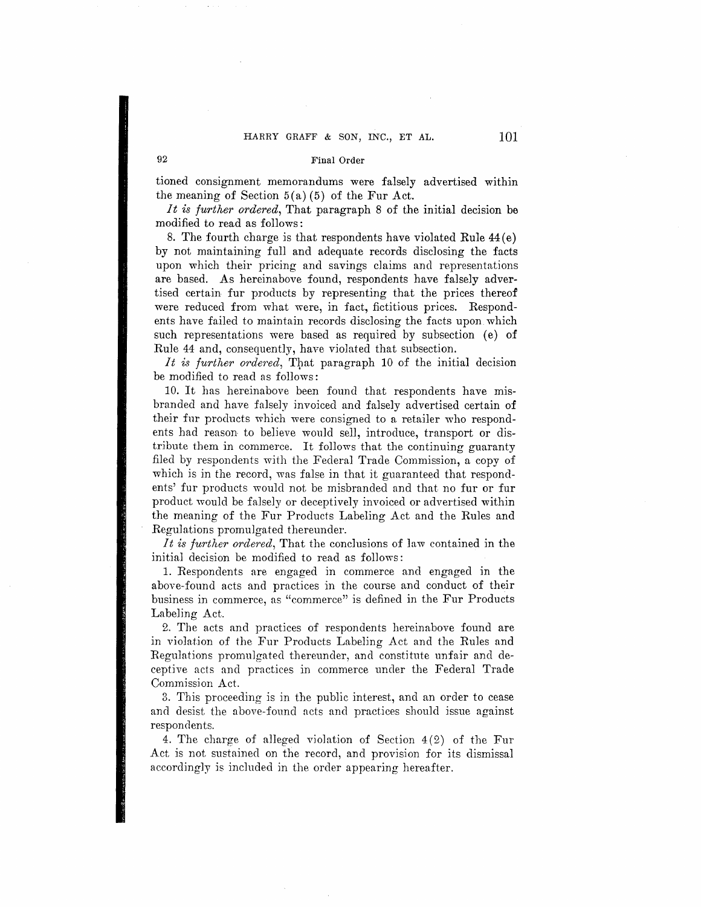tioned consignment memorandums were falsely advertised within the meaning of Section 5(a)(5) of the Fur Act.

*It is further ordered*, That paragraph 8 of the initial decision be modified to read as follows:

8. The fourth charge is that respondents have violated Rule 44(e) by not maintaining full and adequate records disclosing the facts upon which their pricing and savings claims and representations are based. As hereinabove found, respondents have falsely advertised certain fur products by representing that the prices thereof were reduced from what were, in fact, fictitious prices. Respondents have failed to maintain records disclosing the facts upon which such representations were based as required by subsection (e) of Rule 44 and, consequently, have violated that subsection.

*It is further ordered*, That paragraph 10 of the initial decision be modified to read as follows:

10. It has hereinabove been found that respondents have misbranded and have falsely invoiced and falsely advertised certain of their fur products which were consigned to a retailer who respondents had reason to believe would sell, introduce, transport or distribute them in commerce. It follows that the continuing guaranty filed by respondents with the Federal Trade Commission, a copy of which is in the record, was false in that it guaranteed that respondents' fur products would not be misbranded and that no fur or fur product would be falsely or deceptively invoiced or advertised within the meaning of the Fur Products Labeling Act and the Rules and Regulations promulgated thereunder.

*It is further ordered*, That the conclusions of law contained in the initial decision be modified to read as follows:

1. Respondents are engaged in commerce and engaged in the above-found acts and practices in the course and conduct of their business in commerce, as "commerce" is defined in the Fur Products Labeling Act.

2. The acts and practices of respondents hereinabove found are in violation of the Fur Products Labeling Act and the Rules and Regulations promulgated thereunder, and constitute unfair and deceptive acts and practices in commerce under the Federal Trade Commission Act.

3. This proceeding is in the public interest, and an order to cease and desist the above-found acts and practices should issue against respondents.

4. The charge of alleged violation of Section 4(2) of the Fur Act is not sustained on the record, and provision for its dismissal accordingly is included in the order appearing hereafter.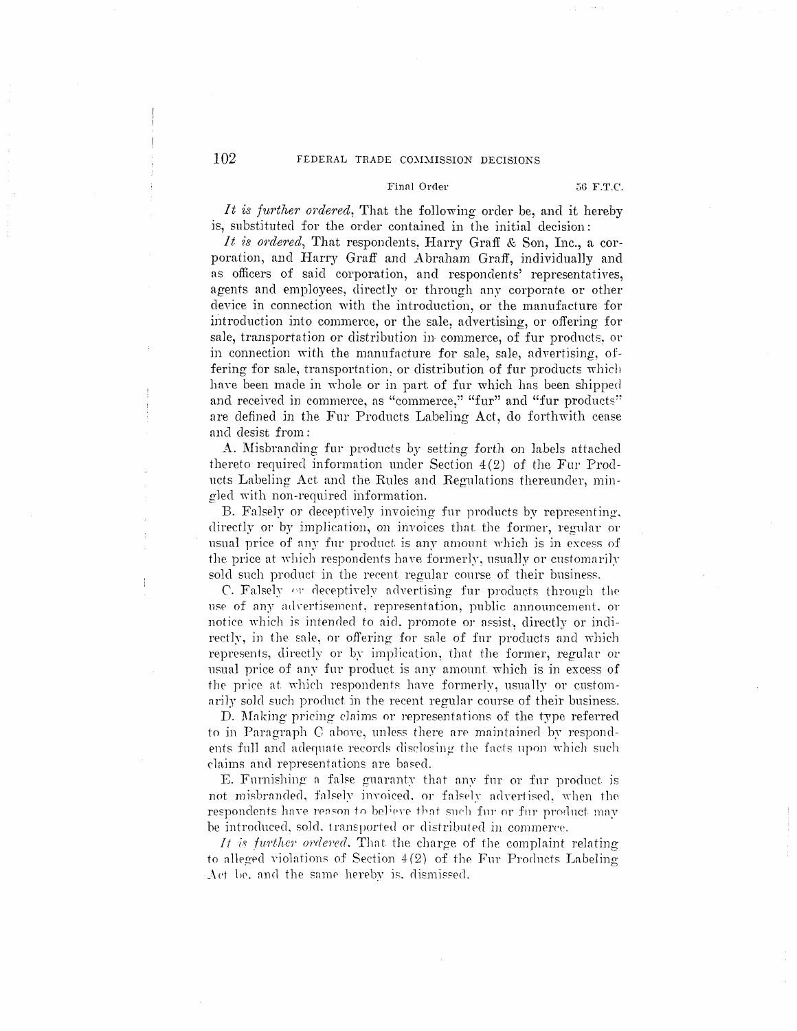Final Order

*It is further ordered*, That the following order be, and it hereby is, substituted for the order contained in the initial decision:

*It is ordered*, That respondents, Harry Graff & Son, Inc., a corporation, and Harry Graff and Abraham Graff, individually and as officers of said corporation, and respondents' representatives, agents and employees, directly or through any corporate or other device in connection with the introduction, or the manufacture for introduction into commerce, or the sale, advertising, or offering for sale, transportation or distribution in commerce, of fur products, or in connection with the manufacture for sale, sale, advertising, offering for sale, transportation, or distribution of fur products which have been made in whole or in part of fur which has been shipped and received in commerce, as "commerce," "fur" and "fur products" are defined in the Fur Products Labeling Act, do forthwith cease and desist from:

A. Misbranding fur products by setting forth on labels attached thereto required information under Section 4(2) of the Fur Products Labeling Act and the Rules and Regulations thereunder, mingled with non-required information.

B. Falsely or deceptively invoicing fur products by representing, directly or by implication, on invoices that the former, regular or usual price of any fur product is any amount which is in excess of the price at which respondents have formerly, usually or customarily sold such product in the recent regular course of their business.

C. Falsely or deceptively advertising fur products through the use of any advertisement, representation, public announcement, or notice which is intended to aid, promote or assist, directly or indirectly, in the sale, or offering for sale of fur products and which represents, directly or by implication, that the former, regular or usual price of any fur product is any amount which is in excess of the price at which respondents have formerly, usually or customarily sold such product in the recent regular course of their business.

D. Making pricing claims or representations of the type referred to in Paragraph C above, unless there are maintained by respondents full and adequate records disclosing the facts upon which such claims and representations are based.

E. Furnishing a false guaranty that any fur or fur product is not misbranded, falsely invoiced, or falsely advertised, when the respondents have reason to believe that such fur or fur product may be introduced, sold, transported or distributed in commerce.

*It is further ordered*, That the charge of the complaint relating to alleged violations of Section 4(2) of the Fur Products Labeling Act be, and the same hereby is, dismissed.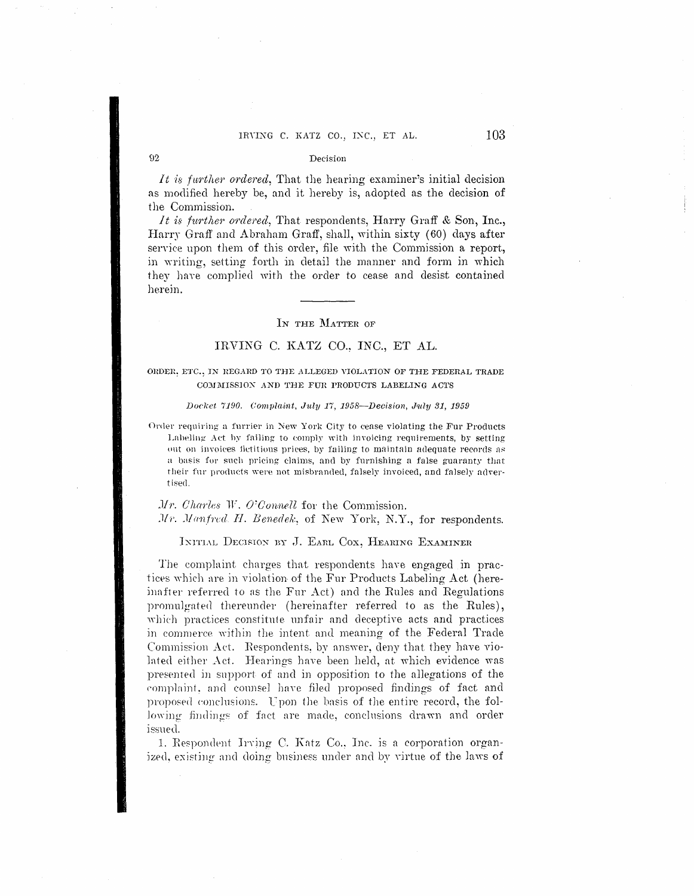*It is further ordered*, That the hearing examiner's initial decision as modified hereby be, and it hereby is, adopted as the decision of the Commission.

*It is further ordered*, That respondents, Harry Graff & Son, Inc., Harry Graff and Abraham Graff, shall, within sixty (60) days after service upon them of this order, file with the Commission a report, in writing, setting forth in detail the manner and form in which they have complied with the order to cease and desist contained herein.

---

IN THE MATTER OF

## IRVING C. KATZ CO., INC., ET AL.

ORDER, ETC., IN REGARD TO THE ALLEGED VIOLATION OF THE FEDERAL TRADE COMMISSION AND THE FUR PRODUCTS LABELING ACTS

*Docket 7190. Complaint, July 17, 1958—Decision, July 31, 1959*

Order requiring a furrier in New York City to cease violating the Fur Products Labeling Act by failing to comply with invoicing requirements, by setting out on invoices fictitious prices, by failing to maintain adequate records as a basis for such pricing claims, and by furnishing a false guaranty that their fur products were not misbranded, falsely invoiced, and falsely advertised.

*Mr. Charles W. O'Connell* for the Commission.
*Mr. Manfred H. Benedek*, of New York, N.Y., for respondents.

INITIAL DECISION BY J. EARL COX, HEARING EXAMINER

The complaint charges that respondents have engaged in practices which are in violation of the Fur Products Labeling Act (hereinafter referred to as the Fur Act) and the Rules and Regulations promulgated thereunder (hereinafter referred to as the Rules), which practices constitute unfair and deceptive acts and practices in commerce within the intent and meaning of the Federal Trade Commission Act. Respondents, by answer, deny that they have violated either Act. Hearings have been held, at which evidence was presented in support of and in opposition to the allegations of the complaint, and counsel have filed proposed findings of fact and proposed conclusions. Upon the basis of the entire record, the following findings of fact are made, conclusions drawn and order issued.

1. Respondent Irving C. Katz Co., Inc. is a corporation organized, existing and doing business under and by virtue of the laws of